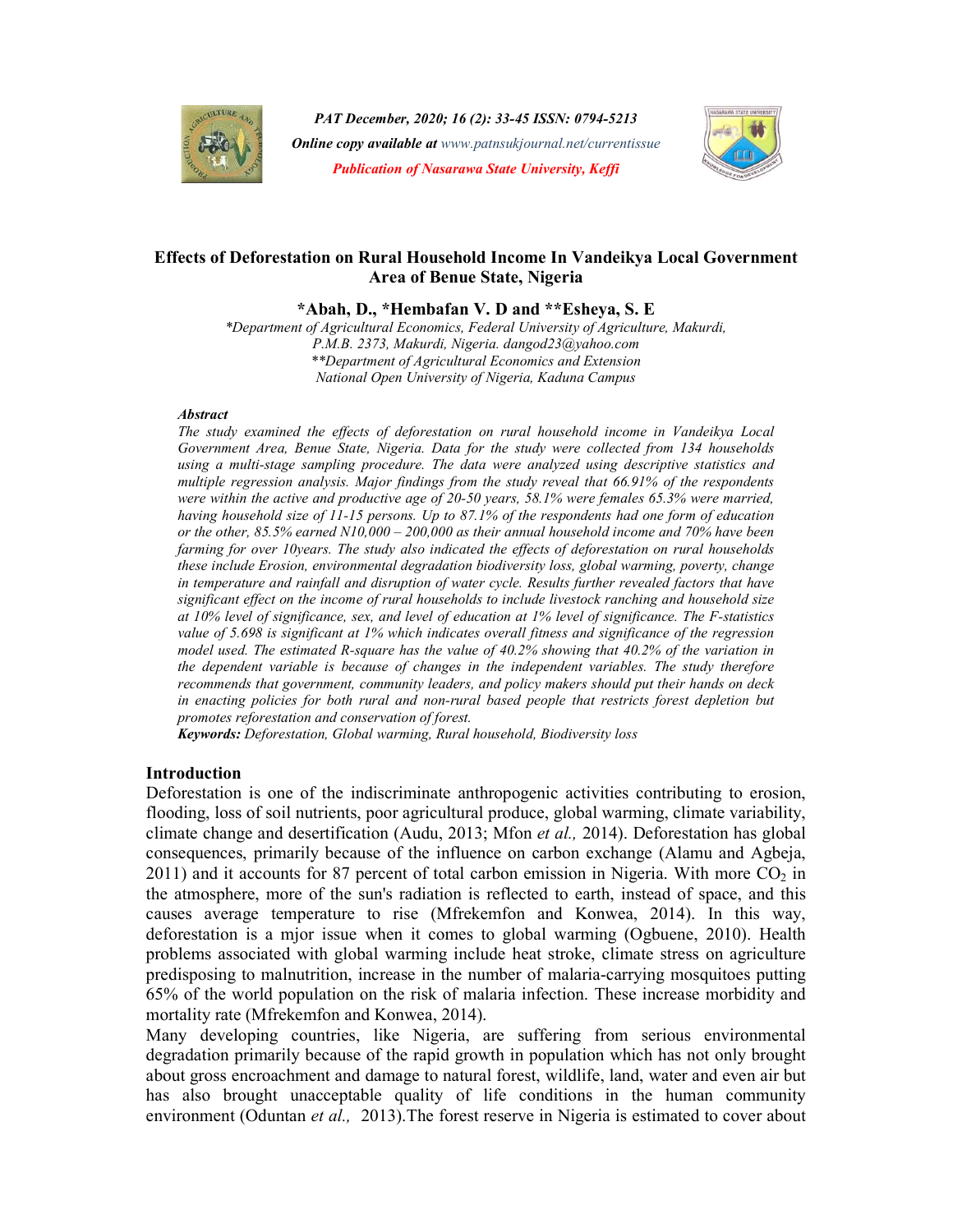PAT December, 2020; 16 (2): 33-45 ISSN: 0794-5213

Online copy available at www.patnsukjournal.net/currentissue

Publication of Nasarawa State University, Keffi

# Effects of Deforestation on Rural Household Income In Vandeikya Local Government Area of Benue State, Nigeria

**\*Abah, D., \*Hembafan V. D and \*\*Esheya, S. E**

*\*Department of Agricultural Economics, Federal University of Agriculture, Makurdi, P.M.B. 2373, Makurdi, Nigeria. dangod23@yahoo.com*

*\*\*Department of Agricultural Economics and Extension National Open University of Nigeria, Kaduna Campus*

***Abstract***

*The study examined the effects of deforestation on rural household income in Vandeikya Local Government Area, Benue State, Nigeria. Data for the study were collected from 134 households using a multi-stage sampling procedure. The data were analyzed using descriptive statistics and multiple regression analysis. Major findings from the study reveal that 66.91% of the respondents were within the active and productive age of 20-50 years, 58.1% were females 65.3% were married, having household size of 11-15 persons. Up to 87.1% of the respondents had one form of education or the other, 85.5% earned N10,000 – 200,000 as their annual household income and 70% have been farming for over 10years. The study also indicated the effects of deforestation on rural households these include Erosion, environmental degradation biodiversity loss, global warming, poverty, change in temperature and rainfall and disruption of water cycle. Results further revealed factors that have significant effect on the income of rural households to include livestock ranching and household size at 10% level of significance, sex, and level of education at 1% level of significance. The F-statistics value of 5.698 is significant at 1% which indicates overall fitness and significance of the regression model used. The estimated R-square has the value of 40.2% showing that 40.2% of the variation in the dependent variable is because of changes in the independent variables. The study therefore recommends that government, community leaders, and policy makers should put their hands on deck in enacting policies for both rural and non-rural based people that restricts forest depletion but promotes reforestation and conservation of forest.*

***Keywords:*** *Deforestation, Global warming, Rural household, Biodiversity loss*

## Introduction

Deforestation is one of the indiscriminate anthropogenic activities contributing to erosion, flooding, loss of soil nutrients, poor agricultural produce, global warming, climate variability, climate change and desertification (Audu, 2013; Mfon *et al.,* 2014). Deforestation has global consequences, primarily because of the influence on carbon exchange (Alamu and Agbeja, 2011) and it accounts for 87 percent of total carbon emission in Nigeria. With more $CO_2$ in the atmosphere, more of the sun's radiation is reflected to earth, instead of space, and this causes average temperature to rise (Mfrekemfon and Konwea, 2014). In this way, deforestation is a mjor issue when it comes to global warming (Ogbuene, 2010). Health problems associated with global warming include heat stroke, climate stress on agriculture predisposing to malnutrition, increase in the number of malaria-carrying mosquitoes putting 65% of the world population on the risk of malaria infection. These increase morbidity and mortality rate (Mfrekemfon and Konwea, 2014).

Many developing countries, like Nigeria, are suffering from serious environmental degradation primarily because of the rapid growth in population which has not only brought about gross encroachment and damage to natural forest, wildlife, land, water and even air but has also brought unacceptable quality of life conditions in the human community environment (Oduntan *et al.,* 2013).The forest reserve in Nigeria is estimated to cover about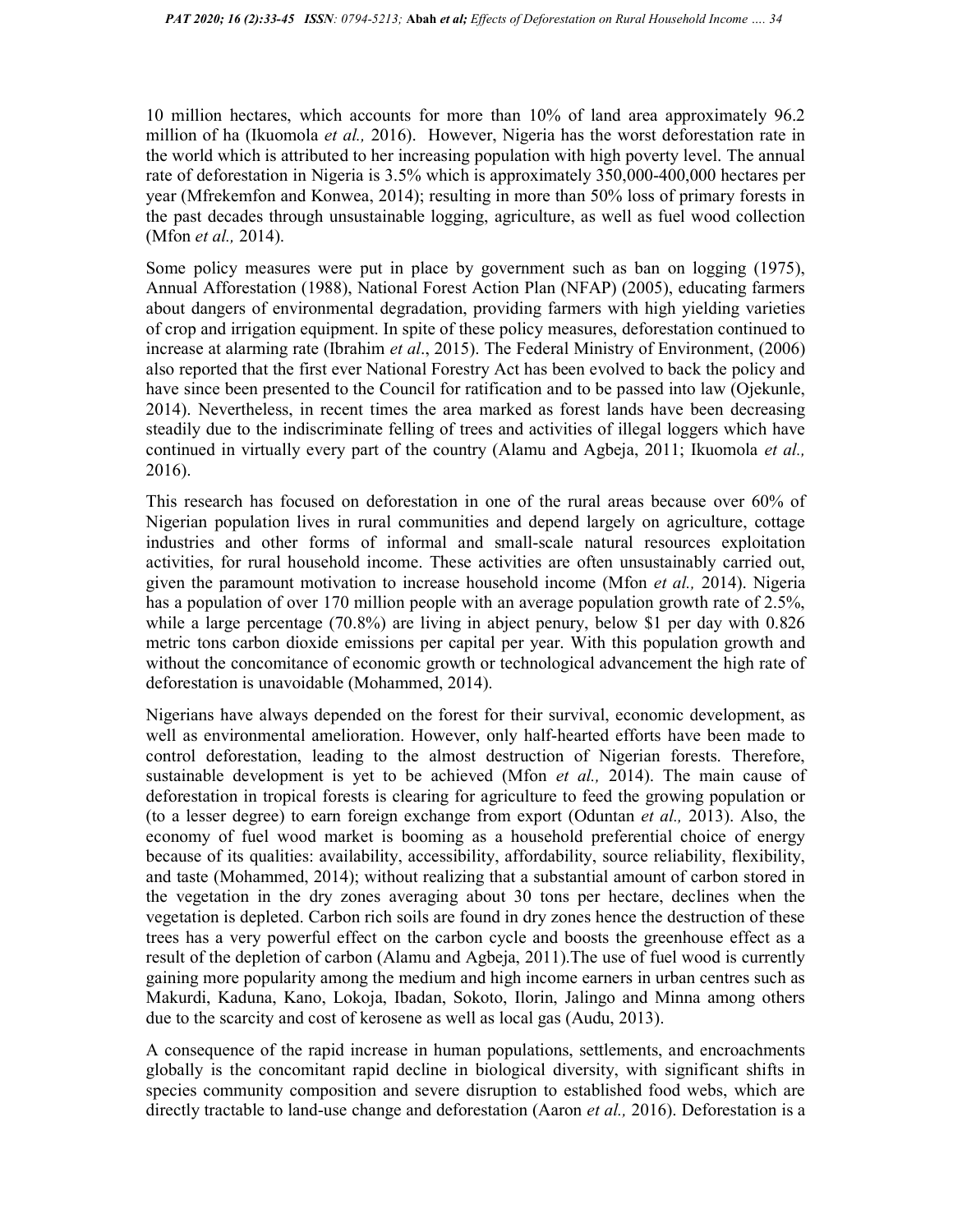10 million hectares, which accounts for more than 10% of land area approximately 96.2 million of ha (Ikuomola *et al.,* 2016). However, Nigeria has the worst deforestation rate in the world which is attributed to her increasing population with high poverty level. The annual rate of deforestation in Nigeria is 3.5% which is approximately 350,000-400,000 hectares per year (Mfrekemfon and Konwea, 2014); resulting in more than 50% loss of primary forests in the past decades through unsustainable logging, agriculture, as well as fuel wood collection (Mfon *et al.,* 2014).

Some policy measures were put in place by government such as ban on logging (1975), Annual Afforestation (1988), National Forest Action Plan (NFAP) (2005), educating farmers about dangers of environmental degradation, providing farmers with high yielding varieties of crop and irrigation equipment. In spite of these policy measures, deforestation continued to increase at alarming rate (Ibrahim *et al*., 2015). The Federal Ministry of Environment, (2006) also reported that the first ever National Forestry Act has been evolved to back the policy and have since been presented to the Council for ratification and to be passed into law (Ojekunle, 2014). Nevertheless, in recent times the area marked as forest lands have been decreasing steadily due to the indiscriminate felling of trees and activities of illegal loggers which have continued in virtually every part of the country (Alamu and Agbeja, 2011; Ikuomola *et al.,* 2016).

This research has focused on deforestation in one of the rural areas because over 60% of Nigerian population lives in rural communities and depend largely on agriculture, cottage industries and other forms of informal and small-scale natural resources exploitation activities, for rural household income. These activities are often unsustainably carried out, given the paramount motivation to increase household income (Mfon *et al.,* 2014). Nigeria has a population of over 170 million people with an average population growth rate of 2.5%, while a large percentage (70.8%) are living in abject penury, below $1 per day with 0.826 metric tons carbon dioxide emissions per capital per year. With this population growth and without the concomitance of economic growth or technological advancement the high rate of deforestation is unavoidable (Mohammed, 2014).

Nigerians have always depended on the forest for their survival, economic development, as well as environmental amelioration. However, only half-hearted efforts have been made to control deforestation, leading to the almost destruction of Nigerian forests. Therefore, sustainable development is yet to be achieved (Mfon *et al.,* 2014). The main cause of deforestation in tropical forests is clearing for agriculture to feed the growing population or (to a lesser degree) to earn foreign exchange from export (Oduntan *et al.,* 2013). Also, the economy of fuel wood market is booming as a household preferential choice of energy because of its qualities: availability, accessibility, affordability, source reliability, flexibility, and taste (Mohammed, 2014); without realizing that a substantial amount of carbon stored in the vegetation in the dry zones averaging about 30 tons per hectare, declines when the vegetation is depleted. Carbon rich soils are found in dry zones hence the destruction of these trees has a very powerful effect on the carbon cycle and boosts the greenhouse effect as a result of the depletion of carbon (Alamu and Agbeja, 2011).The use of fuel wood is currently gaining more popularity among the medium and high income earners in urban centres such as Makurdi, Kaduna, Kano, Lokoja, Ibadan, Sokoto, Ilorin, Jalingo and Minna among others due to the scarcity and cost of kerosene as well as local gas (Audu, 2013).

A consequence of the rapid increase in human populations, settlements, and encroachments globally is the concomitant rapid decline in biological diversity, with significant shifts in species community composition and severe disruption to established food webs, which are directly tractable to land-use change and deforestation (Aaron *et al.,* 2016). Deforestation is a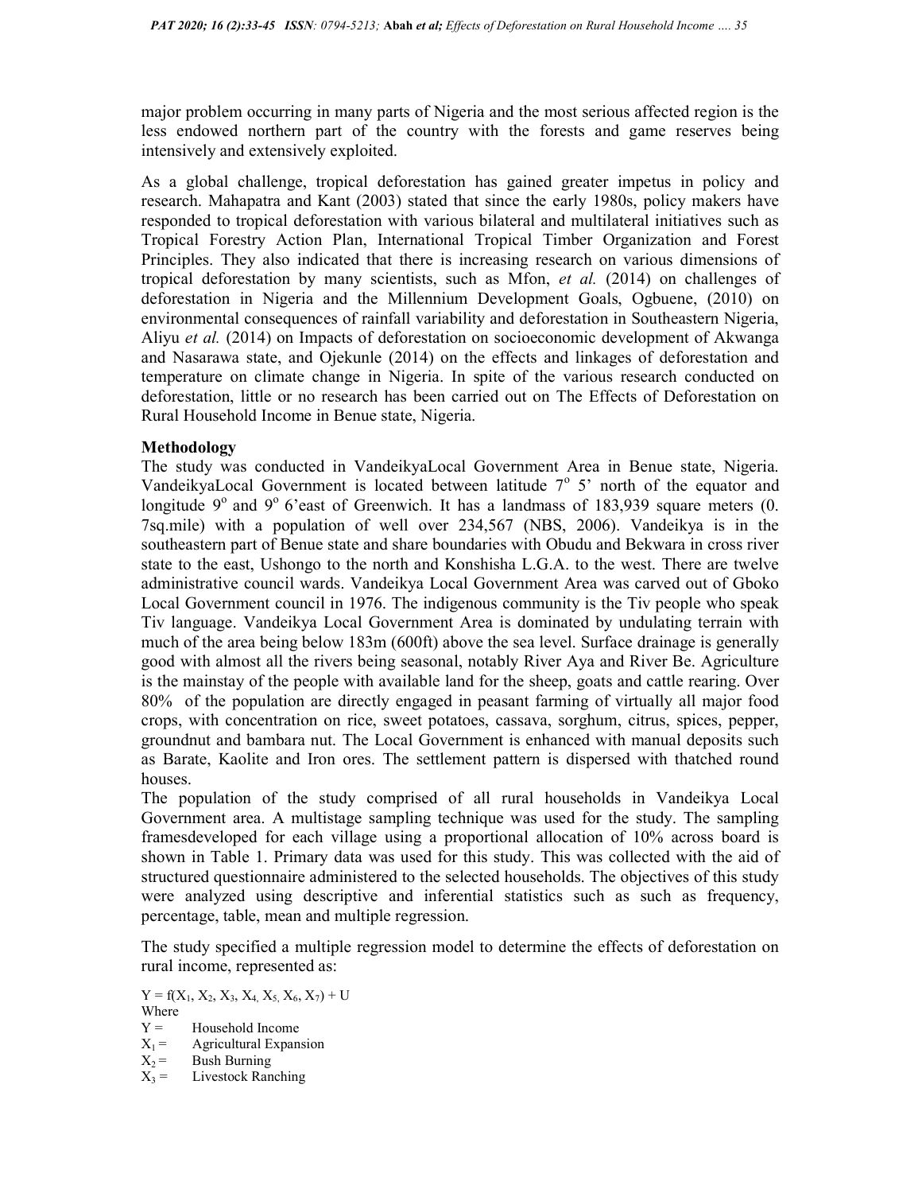major problem occurring in many parts of Nigeria and the most serious affected region is the less endowed northern part of the country with the forests and game reserves being intensively and extensively exploited.

As a global challenge, tropical deforestation has gained greater impetus in policy and research. Mahapatra and Kant (2003) stated that since the early 1980s, policy makers have responded to tropical deforestation with various bilateral and multilateral initiatives such as Tropical Forestry Action Plan, International Tropical Timber Organization and Forest Principles. They also indicated that there is increasing research on various dimensions of tropical deforestation by many scientists, such as Mfon, *et al.* (2014) on challenges of deforestation in Nigeria and the Millennium Development Goals, Ogbuene, (2010) on environmental consequences of rainfall variability and deforestation in Southeastern Nigeria, Aliyu *et al.* (2014) on Impacts of deforestation on socioeconomic development of Akwanga and Nasarawa state, and Ojekunle (2014) on the effects and linkages of deforestation and temperature on climate change in Nigeria. In spite of the various research conducted on deforestation, little or no research has been carried out on The Effects of Deforestation on Rural Household Income in Benue state, Nigeria.

**Methodology**

The study was conducted in VandeikyaLocal Government Area in Benue state, Nigeria. VandeikyaLocal Government is located between latitude 7° 5' north of the equator and longitude 9° and 9° 6'east of Greenwich. It has a landmass of 183,939 square meters (0. 7sq.mile) with a population of well over 234,567 (NBS, 2006). Vandeikya is in the southeastern part of Benue state and share boundaries with Obudu and Bekwara in cross river state to the east, Ushongo to the north and Konshisha L.G.A. to the west. There are twelve administrative council wards. Vandeikya Local Government Area was carved out of Gboko Local Government council in 1976. The indigenous community is the Tiv people who speak Tiv language. Vandeikya Local Government Area is dominated by undulating terrain with much of the area being below 183m (600ft) above the sea level. Surface drainage is generally good with almost all the rivers being seasonal, notably River Aya and River Be. Agriculture is the mainstay of the people with available land for the sheep, goats and cattle rearing. Over 80% of the population are directly engaged in peasant farming of virtually all major food crops, with concentration on rice, sweet potatoes, cassava, sorghum, citrus, spices, pepper, groundnut and bambara nut. The Local Government is enhanced with manual deposits such as Barate, Kaolite and Iron ores. The settlement pattern is dispersed with thatched round houses.

The population of the study comprised of all rural households in Vandeikya Local Government area. A multistage sampling technique was used for the study. The sampling framesdeveloped for each village using a proportional allocation of 10% across board is shown in Table 1. Primary data was used for this study. This was collected with the aid of structured questionnaire administered to the selected households. The objectives of this study were analyzed using descriptive and inferential statistics such as such as frequency, percentage, table, mean and multiple regression.

The study specified a multiple regression model to determine the effects of deforestation on rural income, represented as:

$Y = f(X_1, X_2, X_3, X_4, X_5, X_6, X_7) + U$

Where

$Y$ = Household Income

$X_1$ = Agricultural Expansion

$X_2$ = Bush Burning

$X_3$ = Livestock Ranching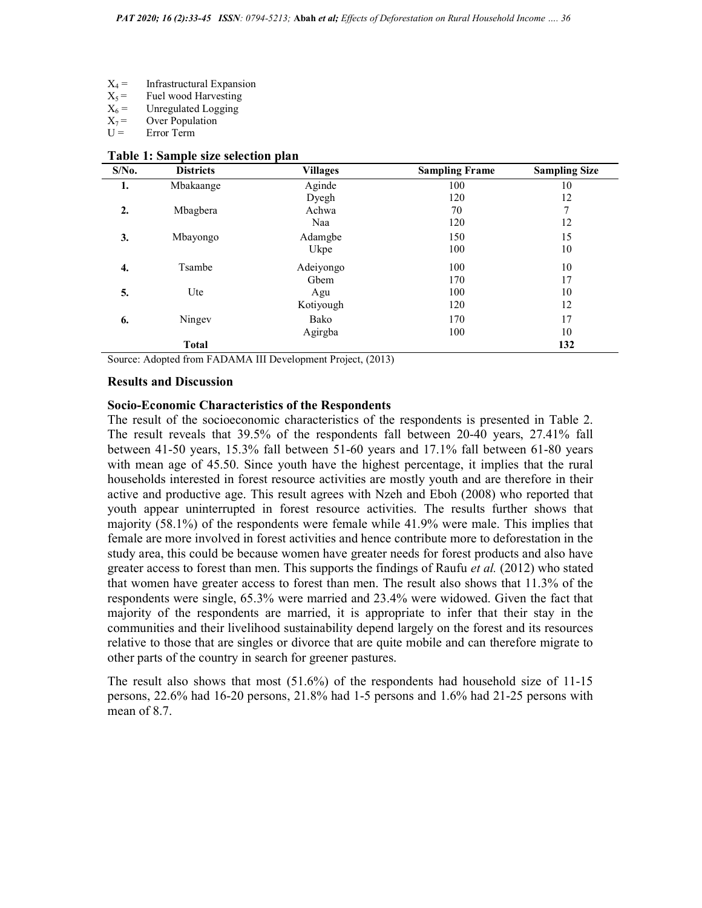$X_4$ = Infrastructural Expansion
$X_5$ = Fuel wood Harvesting
$X_6$ = Unregulated Logging
$X_7$ = Over Population
U = Error Term

**Table 1: Sample size selection plan**

| S/No. | Districts | Villages | Sampling Frame | Sampling Size |
|---|---|---|---|---|
| **1.** | Mbakaange | Aginde | 100 | 10 |
| | | Dyegh | 120 | 12 |
| **2.** | Mbagbera | Achwa | 70 | 7 |
| | | Naa | 120 | 12 |
| **3.** | Mbayongo | Adamgbe | 150 | 15 |
| | | Ukpe | 100 | 10 |
| **4.** | Tsambe | Adeiyongo | 100 | 10 |
| | | Gbem | 170 | 17 |
| **5.** | Ute | Agu | 100 | 10 |
| | | Kotiyough | 120 | 12 |
| **6.** | Ningev | Bako | 170 | 17 |
| | | Agirgba | 100 | 10 |
| | **Total** | | | **132** |

Source: Adopted from FADAMA III Development Project, (2013)

## Results and Discussion

### Socio-Economic Characteristics of the Respondents

The result of the socioeconomic characteristics of the respondents is presented in Table 2. The result reveals that 39.5% of the respondents fall between 20-40 years, 27.41% fall between 41-50 years, 15.3% fall between 51-60 years and 17.1% fall between 61-80 years with mean age of 45.50. Since youth have the highest percentage, it implies that the rural households interested in forest resource activities are mostly youth and are therefore in their active and productive age. This result agrees with Nzeh and Eboh (2008) who reported that youth appear uninterrupted in forest resource activities. The results further shows that majority (58.1%) of the respondents were female while 41.9% were male. This implies that female are more involved in forest activities and hence contribute more to deforestation in the study area, this could be because women have greater needs for forest products and also have greater access to forest than men. This supports the findings of Raufu *et al.* (2012) who stated that women have greater access to forest than men. The result also shows that 11.3% of the respondents were single, 65.3% were married and 23.4% were widowed. Given the fact that majority of the respondents are married, it is appropriate to infer that their stay in the communities and their livelihood sustainability depend largely on the forest and its resources relative to those that are singles or divorce that are quite mobile and can therefore migrate to other parts of the country in search for greener pastures.

The result also shows that most (51.6%) of the respondents had household size of 11-15 persons, 22.6% had 16-20 persons, 21.8% had 1-5 persons and 1.6% had 21-25 persons with mean of 8.7.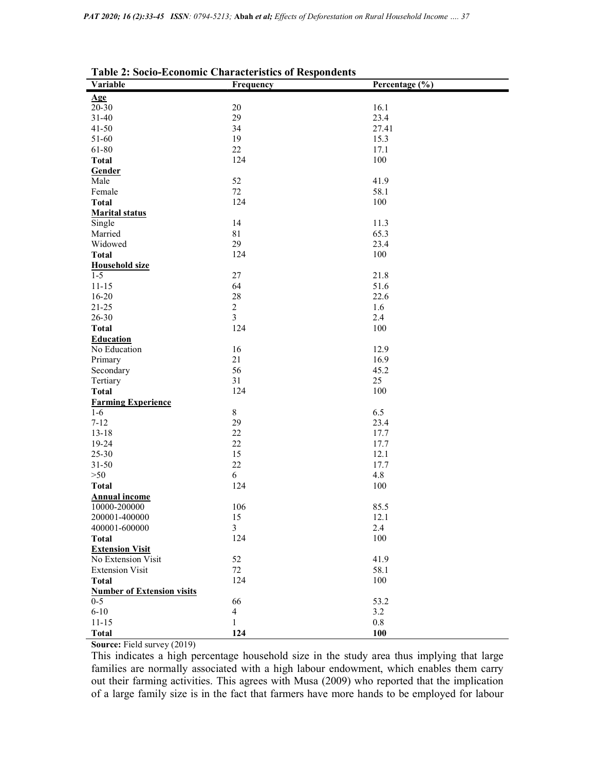**Table 2: Socio-Economic Characteristics of Respondents**

| Variable | Frequency | Percentage (%) |
|---|---|---|
| **Age** | | |
| 20-30 | 20 | 16.1 |
| 31-40 | 29 | 23.4 |
| 41-50 | 34 | 27.41 |
| 51-60 | 19 | 15.3 |
| 61-80 | 22 | 17.1 |
| **Total** | 124 | 100 |
| **Gender** | | |
| Male | 52 | 41.9 |
| Female | 72 | 58.1 |
| **Total** | 124 | 100 |
| **Marital status** | | |
| Single | 14 | 11.3 |
| Married | 81 | 65.3 |
| Widowed | 29 | 23.4 |
| **Total** | 124 | 100 |
| **Household size** | | |
| 1-5 | 27 | 21.8 |
| 11-15 | 64 | 51.6 |
| 16-20 | 28 | 22.6 |
| 21-25 | 2 | 1.6 |
| 26-30 | 3 | 2.4 |
| **Total** | 124 | 100 |
| **Education** | | |
| No Education | 16 | 12.9 |
| Primary | 21 | 16.9 |
| Secondary | 56 | 45.2 |
| Tertiary | 31 | 25 |
| **Total** | 124 | 100 |
| **Farming Experience** | | |
| 1-6 | 8 | 6.5 |
| 7-12 | 29 | 23.4 |
| 13-18 | 22 | 17.7 |
| 19-24 | 22 | 17.7 |
| 25-30 | 15 | 12.1 |
| 31-50 | 22 | 17.7 |
| >50 | 6 | 4.8 |
| **Total** | 124 | 100 |
| **Annual income** | | |
| 10000-200000 | 106 | 85.5 |
| 200001-400000 | 15 | 12.1 |
| 400001-600000 | 3 | 2.4 |
| **Total** | 124 | 100 |
| **Extension Visit** | | |
| No Extension Visit | 52 | 41.9 |
| Extension Visit | 72 | 58.1 |
| **Total** | 124 | 100 |
| **Number of Extension visits** | | |
| 0-5 | 66 | 53.2 |
| 6-10 | 4 | 3.2 |
| 11-15 | 1 | 0.8 |
| **Total** | **124** | **100** |

**Source:** Field survey (2019)

This indicates a high percentage household size in the study area thus implying that large families are normally associated with a high labour endowment, which enables them carry out their farming activities. This agrees with Musa (2009) who reported that the implication of a large family size is in the fact that farmers have more hands to be employed for labour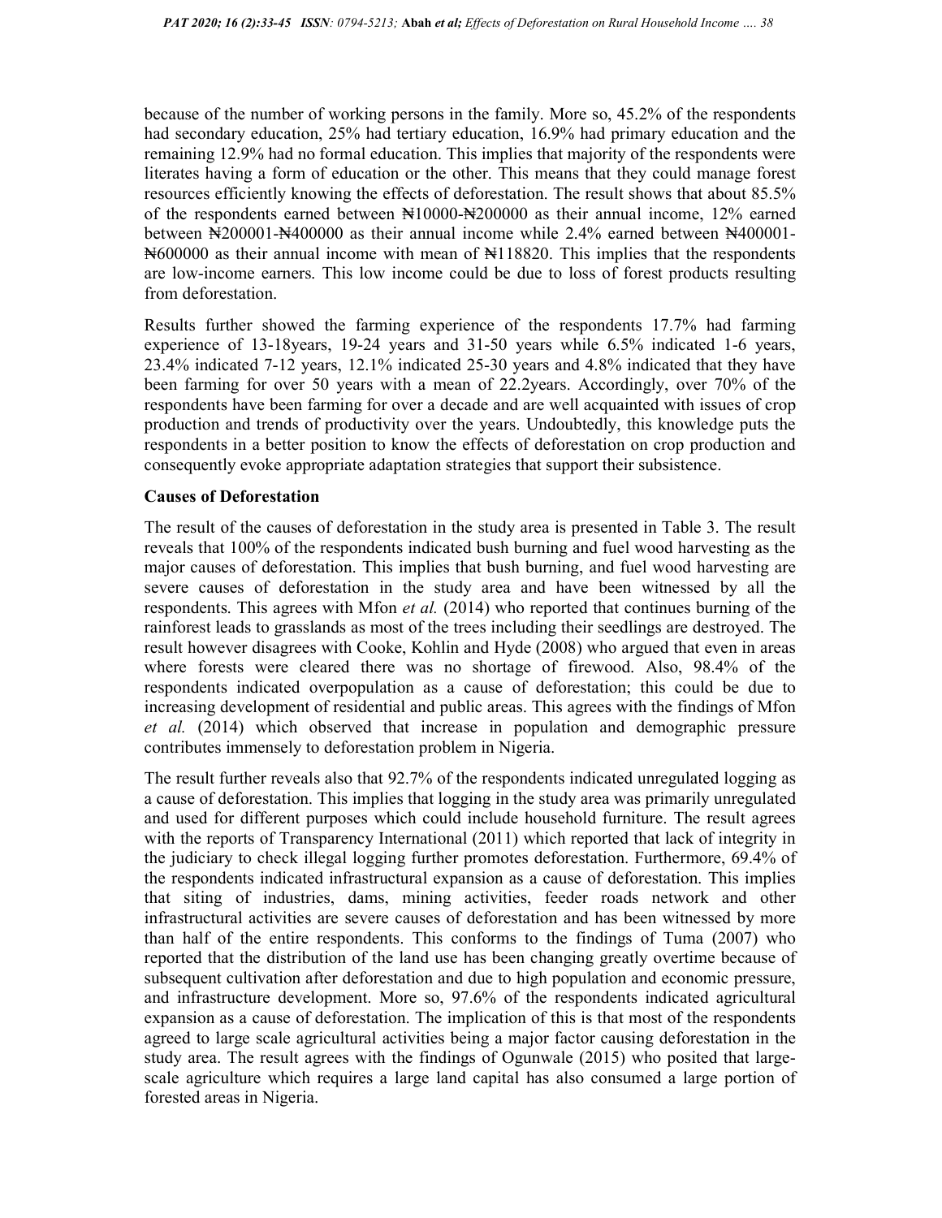because of the number of working persons in the family. More so, 45.2% of the respondents had secondary education, 25% had tertiary education, 16.9% had primary education and the remaining 12.9% had no formal education. This implies that majority of the respondents were literates having a form of education or the other. This means that they could manage forest resources efficiently knowing the effects of deforestation. The result shows that about 85.5% of the respondents earned between ₦10000-₦200000 as their annual income, 12% earned between ₦200001-₦400000 as their annual income while 2.4% earned between ₦400001-₦600000 as their annual income with mean of ₦118820. This implies that the respondents are low-income earners. This low income could be due to loss of forest products resulting from deforestation.

Results further showed the farming experience of the respondents 17.7% had farming experience of 13-18years, 19-24 years and 31-50 years while 6.5% indicated 1-6 years, 23.4% indicated 7-12 years, 12.1% indicated 25-30 years and 4.8% indicated that they have been farming for over 50 years with a mean of 22.2years. Accordingly, over 70% of the respondents have been farming for over a decade and are well acquainted with issues of crop production and trends of productivity over the years. Undoubtedly, this knowledge puts the respondents in a better position to know the effects of deforestation on crop production and consequently evoke appropriate adaptation strategies that support their subsistence.

**Causes of Deforestation**

The result of the causes of deforestation in the study area is presented in Table 3. The result reveals that 100% of the respondents indicated bush burning and fuel wood harvesting as the major causes of deforestation. This implies that bush burning, and fuel wood harvesting are severe causes of deforestation in the study area and have been witnessed by all the respondents. This agrees with Mfon *et al.* (2014) who reported that continues burning of the rainforest leads to grasslands as most of the trees including their seedlings are destroyed. The result however disagrees with Cooke, Kohlin and Hyde (2008) who argued that even in areas where forests were cleared there was no shortage of firewood. Also, 98.4% of the respondents indicated overpopulation as a cause of deforestation; this could be due to increasing development of residential and public areas. This agrees with the findings of Mfon *et al.* (2014) which observed that increase in population and demographic pressure contributes immensely to deforestation problem in Nigeria.

The result further reveals also that 92.7% of the respondents indicated unregulated logging as a cause of deforestation. This implies that logging in the study area was primarily unregulated and used for different purposes which could include household furniture. The result agrees with the reports of Transparency International (2011) which reported that lack of integrity in the judiciary to check illegal logging further promotes deforestation. Furthermore, 69.4% of the respondents indicated infrastructural expansion as a cause of deforestation. This implies that siting of industries, dams, mining activities, feeder roads network and other infrastructural activities are severe causes of deforestation and has been witnessed by more than half of the entire respondents. This conforms to the findings of Tuma (2007) who reported that the distribution of the land use has been changing greatly overtime because of subsequent cultivation after deforestation and due to high population and economic pressure, and infrastructure development. More so, 97.6% of the respondents indicated agricultural expansion as a cause of deforestation. The implication of this is that most of the respondents agreed to large scale agricultural activities being a major factor causing deforestation in the study area. The result agrees with the findings of Ogunwale (2015) who posited that large-scale agriculture which requires a large land capital has also consumed a large portion of forested areas in Nigeria.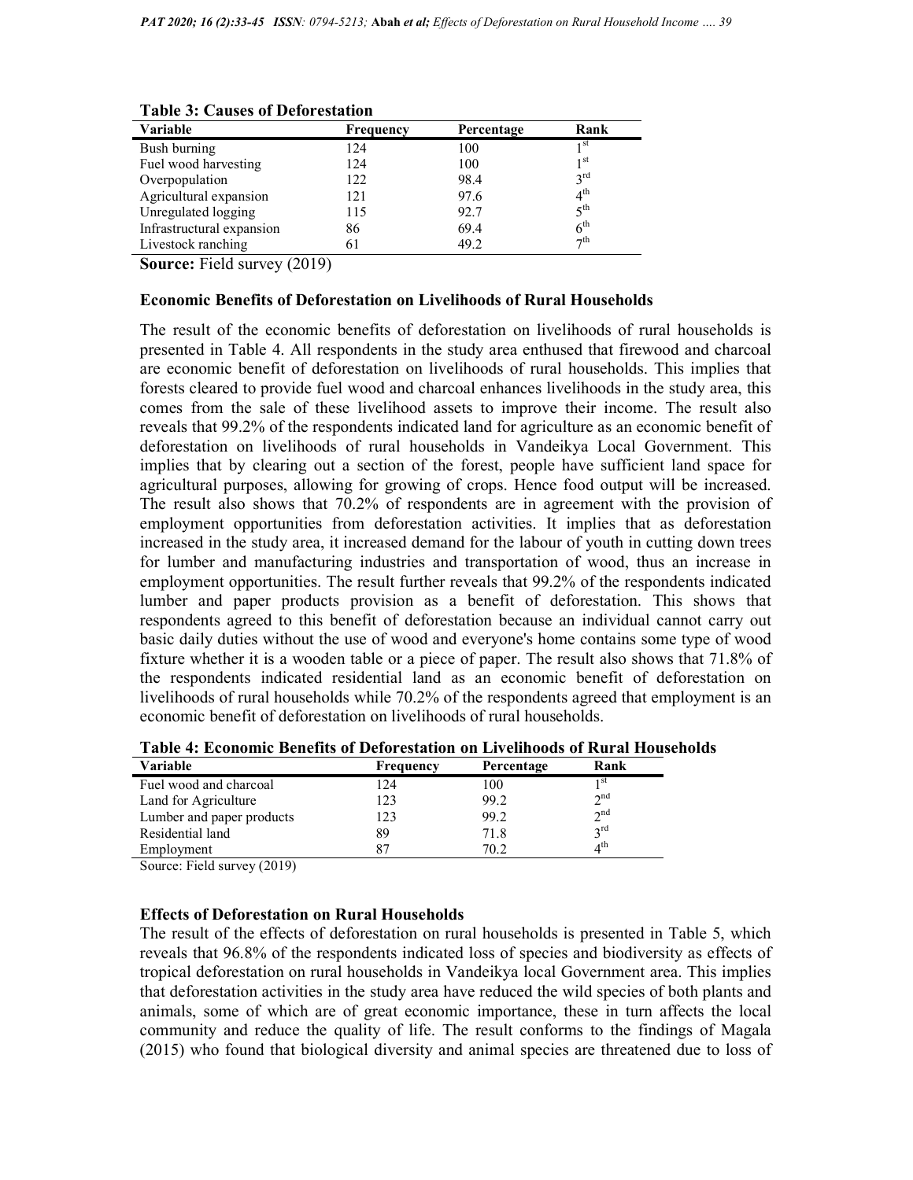**Table 3: Causes of Deforestation**

| Variable | Frequency | Percentage | Rank |
|---|---|---|---|
| Bush burning | 124 | 100 | 1st |
| Fuel wood harvesting | 124 | 100 | 1st |
| Overpopulation | 122 | 98.4 | 3rd |
| Agricultural expansion | 121 | 97.6 | 4th |
| Unregulated logging | 115 | 92.7 | 5th |
| Infrastructural expansion | 86 | 69.4 | 6th |
| Livestock ranching | 61 | 49.2 | 7th |

**Source:** Field survey (2019)

### Economic Benefits of Deforestation on Livelihoods of Rural Households

The result of the economic benefits of deforestation on livelihoods of rural households is presented in Table 4. All respondents in the study area enthused that firewood and charcoal are economic benefit of deforestation on livelihoods of rural households. This implies that forests cleared to provide fuel wood and charcoal enhances livelihoods in the study area, this comes from the sale of these livelihood assets to improve their income. The result also reveals that 99.2% of the respondents indicated land for agriculture as an economic benefit of deforestation on livelihoods of rural households in Vandeikya Local Government. This implies that by clearing out a section of the forest, people have sufficient land space for agricultural purposes, allowing for growing of crops. Hence food output will be increased. The result also shows that 70.2% of respondents are in agreement with the provision of employment opportunities from deforestation activities. It implies that as deforestation increased in the study area, it increased demand for the labour of youth in cutting down trees for lumber and manufacturing industries and transportation of wood, thus an increase in employment opportunities. The result further reveals that 99.2% of the respondents indicated lumber and paper products provision as a benefit of deforestation. This shows that respondents agreed to this benefit of deforestation because an individual cannot carry out basic daily duties without the use of wood and everyone's home contains some type of wood fixture whether it is a wooden table or a piece of paper. The result also shows that 71.8% of the respondents indicated residential land as an economic benefit of deforestation on livelihoods of rural households while 70.2% of the respondents agreed that employment is an economic benefit of deforestation on livelihoods of rural households.

**Table 4: Economic Benefits of Deforestation on Livelihoods of Rural Households**

| Variable | Frequency | Percentage | Rank |
|---|---|---|---|
| Fuel wood and charcoal | 124 | 100 | 1st |
| Land for Agriculture | 123 | 99.2 | 2nd |
| Lumber and paper products | 123 | 99.2 | 2nd |
| Residential land | 89 | 71.8 | 3rd |
| Employment | 87 | 70.2 | 4th |

Source: Field survey (2019)

### Effects of Deforestation on Rural Households

The result of the effects of deforestation on rural households is presented in Table 5, which reveals that 96.8% of the respondents indicated loss of species and biodiversity as effects of tropical deforestation on rural households in Vandeikya local Government area. This implies that deforestation activities in the study area have reduced the wild species of both plants and animals, some of which are of great economic importance, these in turn affects the local community and reduce the quality of life. The result conforms to the findings of Magala (2015) who found that biological diversity and animal species are threatened due to loss of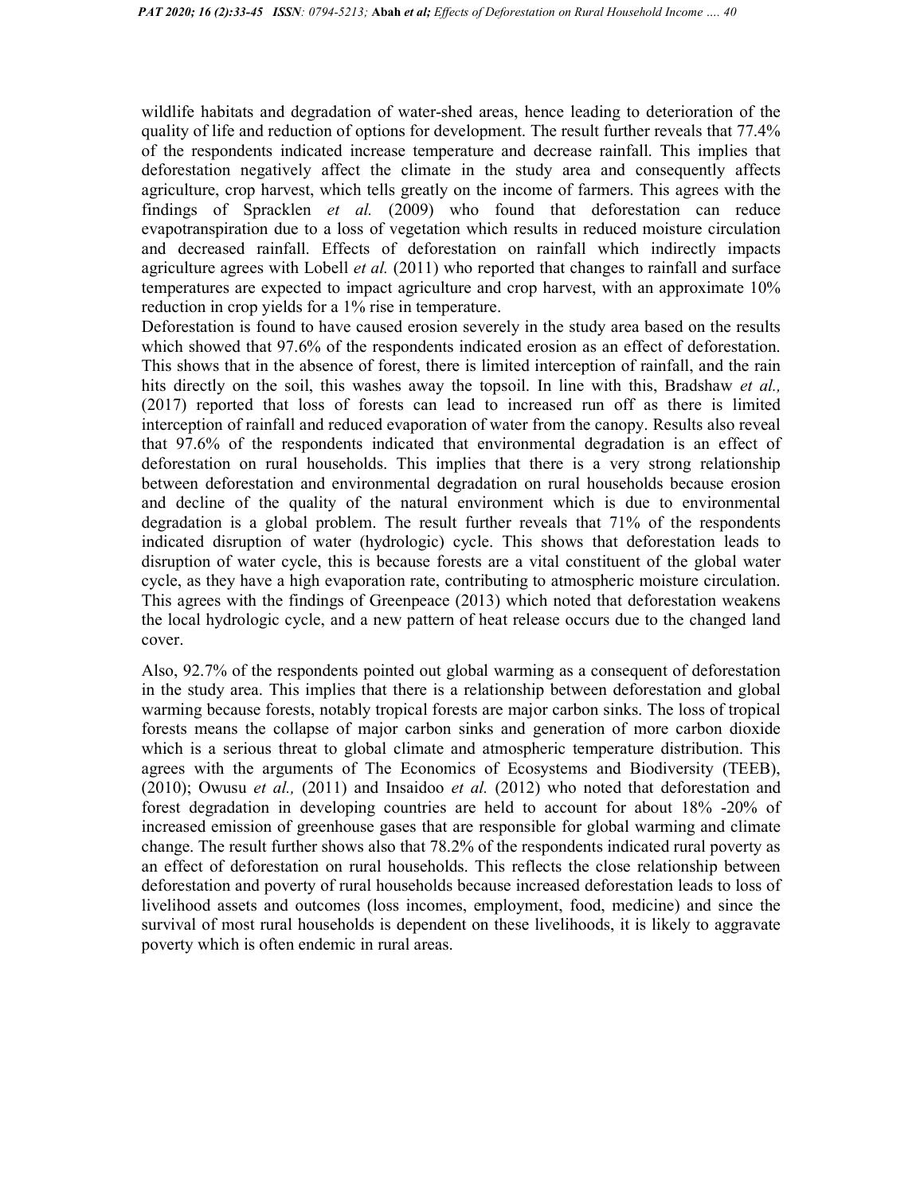wildlife habitats and degradation of water-shed areas, hence leading to deterioration of the quality of life and reduction of options for development. The result further reveals that 77.4% of the respondents indicated increase temperature and decrease rainfall. This implies that deforestation negatively affect the climate in the study area and consequently affects agriculture, crop harvest, which tells greatly on the income of farmers. This agrees with the findings of Spracklen *et al.* (2009) who found that deforestation can reduce evapotranspiration due to a loss of vegetation which results in reduced moisture circulation and decreased rainfall. Effects of deforestation on rainfall which indirectly impacts agriculture agrees with Lobell *et al.* (2011) who reported that changes to rainfall and surface temperatures are expected to impact agriculture and crop harvest, with an approximate 10% reduction in crop yields for a 1% rise in temperature.

Deforestation is found to have caused erosion severely in the study area based on the results which showed that 97.6% of the respondents indicated erosion as an effect of deforestation. This shows that in the absence of forest, there is limited interception of rainfall, and the rain hits directly on the soil, this washes away the topsoil. In line with this, Bradshaw *et al.,* (2017) reported that loss of forests can lead to increased run off as there is limited interception of rainfall and reduced evaporation of water from the canopy. Results also reveal that 97.6% of the respondents indicated that environmental degradation is an effect of deforestation on rural households. This implies that there is a very strong relationship between deforestation and environmental degradation on rural households because erosion and decline of the quality of the natural environment which is due to environmental degradation is a global problem. The result further reveals that 71% of the respondents indicated disruption of water (hydrologic) cycle. This shows that deforestation leads to disruption of water cycle, this is because forests are a vital constituent of the global water cycle, as they have a high evaporation rate, contributing to atmospheric moisture circulation. This agrees with the findings of Greenpeace (2013) which noted that deforestation weakens the local hydrologic cycle, and a new pattern of heat release occurs due to the changed land cover.

Also, 92.7% of the respondents pointed out global warming as a consequent of deforestation in the study area. This implies that there is a relationship between deforestation and global warming because forests, notably tropical forests are major carbon sinks. The loss of tropical forests means the collapse of major carbon sinks and generation of more carbon dioxide which is a serious threat to global climate and atmospheric temperature distribution. This agrees with the arguments of The Economics of Ecosystems and Biodiversity (TEEB), (2010); Owusu *et al.,* (2011) and Insaidoo *et al.* (2012) who noted that deforestation and forest degradation in developing countries are held to account for about 18% -20% of increased emission of greenhouse gases that are responsible for global warming and climate change. The result further shows also that 78.2% of the respondents indicated rural poverty as an effect of deforestation on rural households. This reflects the close relationship between deforestation and poverty of rural households because increased deforestation leads to loss of livelihood assets and outcomes (loss incomes, employment, food, medicine) and since the survival of most rural households is dependent on these livelihoods, it is likely to aggravate poverty which is often endemic in rural areas.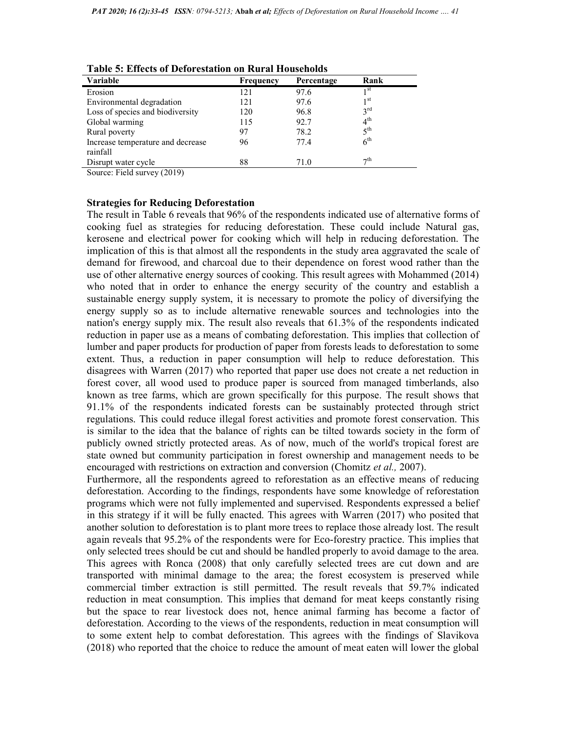**Table 5: Effects of Deforestation on Rural Households**

| Variable | Frequency | Percentage | Rank |
|---|---|---|---|
| Erosion | 121 | 97.6 | 1st |
| Environmental degradation | 121 | 97.6 | 1st |
| Loss of species and biodiversity | 120 | 96.8 | 3rd |
| Global warming | 115 | 92.7 | 4th |
| Rural poverty | 97 | 78.2 | 5th |
| Increase temperature and decrease rainfall | 96 | 77.4 | 6th |
| Disrupt water cycle | 88 | 71.0 | 7th |

Source: Field survey (2019)

### Strategies for Reducing Deforestation

The result in Table 6 reveals that 96% of the respondents indicated use of alternative forms of cooking fuel as strategies for reducing deforestation. These could include Natural gas, kerosene and electrical power for cooking which will help in reducing deforestation. The implication of this is that almost all the respondents in the study area aggravated the scale of demand for firewood, and charcoal due to their dependence on forest wood rather than the use of other alternative energy sources of cooking. This result agrees with Mohammed (2014) who noted that in order to enhance the energy security of the country and establish a sustainable energy supply system, it is necessary to promote the policy of diversifying the energy supply so as to include alternative renewable sources and technologies into the nation's energy supply mix. The result also reveals that 61.3% of the respondents indicated reduction in paper use as a means of combating deforestation. This implies that collection of lumber and paper products for production of paper from forests leads to deforestation to some extent. Thus, a reduction in paper consumption will help to reduce deforestation. This disagrees with Warren (2017) who reported that paper use does not create a net reduction in forest cover, all wood used to produce paper is sourced from managed timberlands, also known as tree farms, which are grown specifically for this purpose. The result shows that 91.1% of the respondents indicated forests can be sustainably protected through strict regulations. This could reduce illegal forest activities and promote forest conservation. This is similar to the idea that the balance of rights can be tilted towards society in the form of publicly owned strictly protected areas. As of now, much of the world's tropical forest are state owned but community participation in forest ownership and management needs to be encouraged with restrictions on extraction and conversion (Chomitz *et al.,* 2007).

Furthermore, all the respondents agreed to reforestation as an effective means of reducing deforestation. According to the findings, respondents have some knowledge of reforestation programs which were not fully implemented and supervised. Respondents expressed a belief in this strategy if it will be fully enacted. This agrees with Warren (2017) who posited that another solution to deforestation is to plant more trees to replace those already lost. The result again reveals that 95.2% of the respondents were for Eco-forestry practice. This implies that only selected trees should be cut and should be handled properly to avoid damage to the area. This agrees with Ronca (2008) that only carefully selected trees are cut down and are transported with minimal damage to the area; the forest ecosystem is preserved while commercial timber extraction is still permitted. The result reveals that 59.7% indicated reduction in meat consumption. This implies that demand for meat keeps constantly rising but the space to rear livestock does not, hence animal farming has become a factor of deforestation. According to the views of the respondents, reduction in meat consumption will to some extent help to combat deforestation. This agrees with the findings of Slavikova (2018) who reported that the choice to reduce the amount of meat eaten will lower the global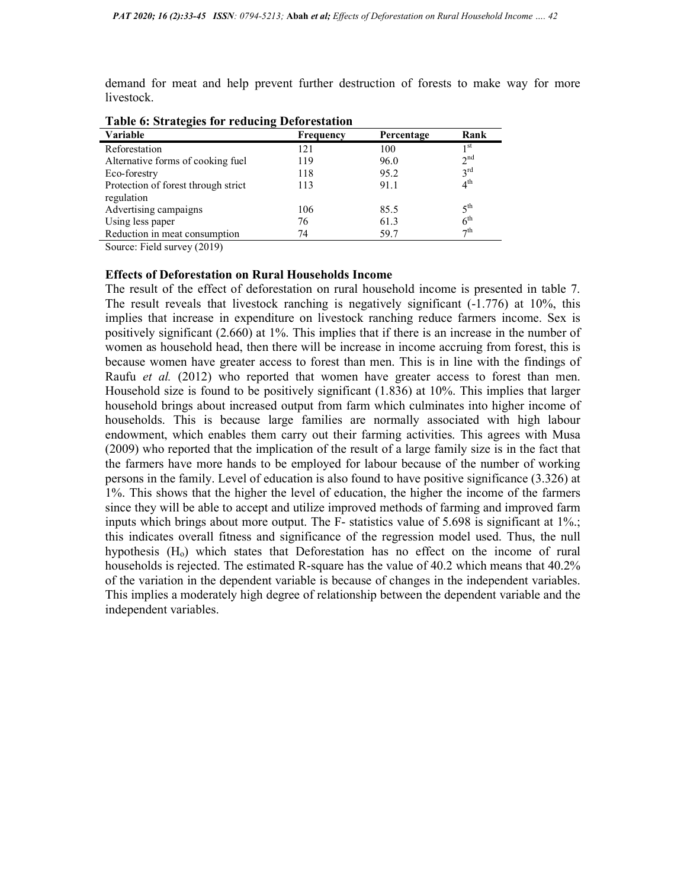demand for meat and help prevent further destruction of forests to make way for more livestock.

**Table 6: Strategies for reducing Deforestation**

| Variable | Frequency | Percentage | Rank |
|---|---|---|---|
| Reforestation | 121 | 100 | 1st |
| Alternative forms of cooking fuel | 119 | 96.0 | 2nd |
| Eco-forestry | 118 | 95.2 | 3rd |
| Protection of forest through strict regulation | 113 | 91.1 | 4th |
| Advertising campaigns | 106 | 85.5 | 5th |
| Using less paper | 76 | 61.3 | 6th |
| Reduction in meat consumption | 74 | 59.7 | 7th |

Source: Field survey (2019)

### Effects of Deforestation on Rural Households Income

The result of the effect of deforestation on rural household income is presented in table 7. The result reveals that livestock ranching is negatively significant (-1.776) at 10%, this implies that increase in expenditure on livestock ranching reduce farmers income. Sex is positively significant (2.660) at 1%. This implies that if there is an increase in the number of women as household head, then there will be increase in income accruing from forest, this is because women have greater access to forest than men. This is in line with the findings of Raufu *et al.* (2012) who reported that women have greater access to forest than men. Household size is found to be positively significant (1.836) at 10%. This implies that larger household brings about increased output from farm which culminates into higher income of households. This is because large families are normally associated with high labour endowment, which enables them carry out their farming activities. This agrees with Musa (2009) who reported that the implication of the result of a large family size is in the fact that the farmers have more hands to be employed for labour because of the number of working persons in the family. Level of education is also found to have positive significance (3.326) at 1%. This shows that the higher the level of education, the higher the income of the farmers since they will be able to accept and utilize improved methods of farming and improved farm inputs which brings about more output. The F- statistics value of 5.698 is significant at 1%.; this indicates overall fitness and significance of the regression model used. Thus, the null hypothesis ($H_o$) which states that Deforestation has no effect on the income of rural households is rejected. The estimated R-square has the value of 40.2 which means that 40.2% of the variation in the dependent variable is because of changes in the independent variables. This implies a moderately high degree of relationship between the dependent variable and the independent variables.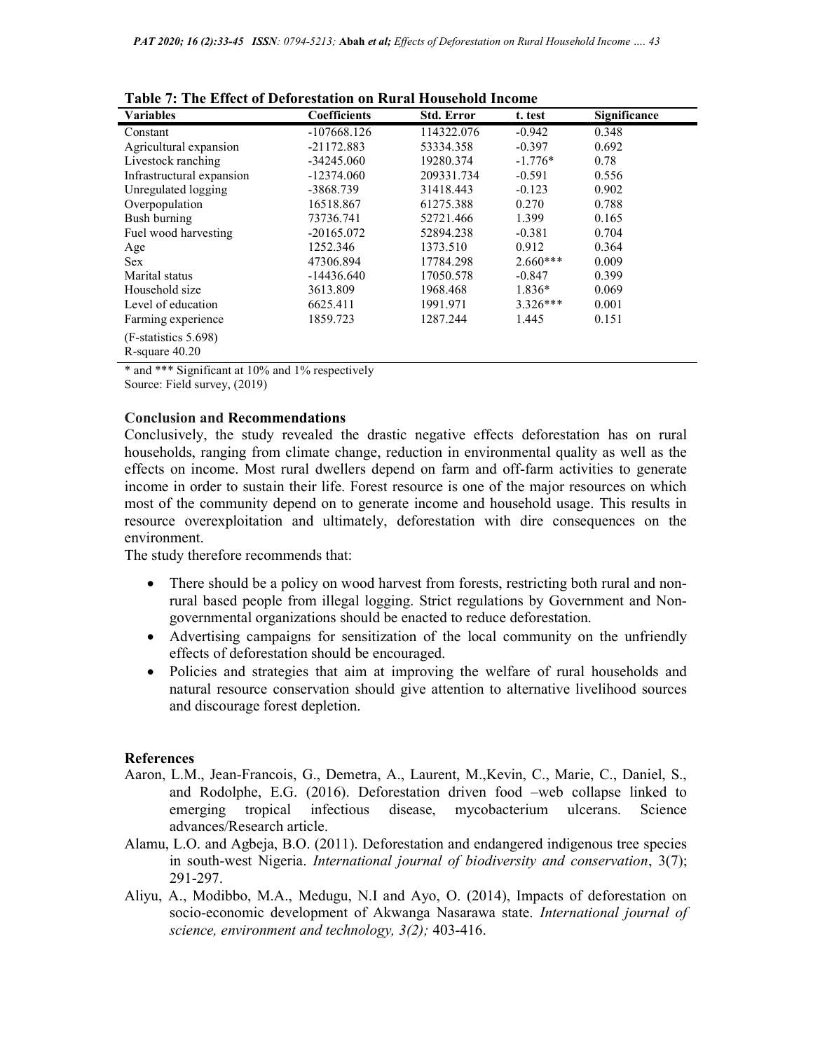**Table 7: The Effect of Deforestation on Rural Household Income**

| Variables | Coefficients | Std. Error | t. test | Significance |
|---|---|---|---|---|
| Constant | -107668.126 | 114322.076 | -0.942 | 0.348 |
| Agricultural expansion | -21172.883 | 53334.358 | -0.397 | 0.692 |
| Livestock ranching | -34245.060 | 19280.374 | -1.776* | 0.78 |
| Infrastructural expansion | -12374.060 | 209331.734 | -0.591 | 0.556 |
| Unregulated logging | -3868.739 | 31418.443 | -0.123 | 0.902 |
| Overpopulation | 16518.867 | 61275.388 | 0.270 | 0.788 |
| Bush burning | 73736.741 | 52721.466 | 1.399 | 0.165 |
| Fuel wood harvesting | -20165.072 | 52894.238 | -0.381 | 0.704 |
| Age | 1252.346 | 1373.510 | 0.912 | 0.364 |
| Sex | 47306.894 | 17784.298 | 2.660*** | 0.009 |
| Marital status | -14436.640 | 17050.578 | -0.847 | 0.399 |
| Household size | 3613.809 | 1968.468 | 1.836* | 0.069 |
| Level of education | 6625.411 | 1991.971 | 3.326*** | 0.001 |
| Farming experience | 1859.723 | 1287.244 | 1.445 | 0.151 |
| (F-statistics 5.698) R-square 40.20 | | | | |

* and *** Significant at 10% and 1% respectively

Source: Field survey, (2019)

### Conclusion and Recommendations

Conclusively, the study revealed the drastic negative effects deforestation has on rural households, ranging from climate change, reduction in environmental quality as well as the effects on income. Most rural dwellers depend on farm and off-farm activities to generate income in order to sustain their life. Forest resource is one of the major resources on which most of the community depend on to generate income and household usage. This results in resource overexploitation and ultimately, deforestation with dire consequences on the environment.

The study therefore recommends that:

- There should be a policy on wood harvest from forests, restricting both rural and non-rural based people from illegal logging. Strict regulations by Government and Non-governmental organizations should be enacted to reduce deforestation.
- Advertising campaigns for sensitization of the local community on the unfriendly effects of deforestation should be encouraged.
- Policies and strategies that aim at improving the welfare of rural households and natural resource conservation should give attention to alternative livelihood sources and discourage forest depletion.

### References

Aaron, L.M., Jean-Francois, G., Demetra, A., Laurent, M.,Kevin, C., Marie, C., Daniel, S., and Rodolphe, E.G. (2016). Deforestation driven food –web collapse linked to emerging tropical infectious disease, mycobacterium ulcerans. Science advances/Research article.

Alamu, L.O. and Agbeja, B.O. (2011). Deforestation and endangered indigenous tree species in south-west Nigeria. *International journal of biodiversity and conservation*, 3(7); 291-297.

Aliyu, A., Modibbo, M.A., Medugu, N.I and Ayo, O. (2014), Impacts of deforestation on socio-economic development of Akwanga Nasarawa state. *International journal of science, environment and technology, 3(2);* 403-416.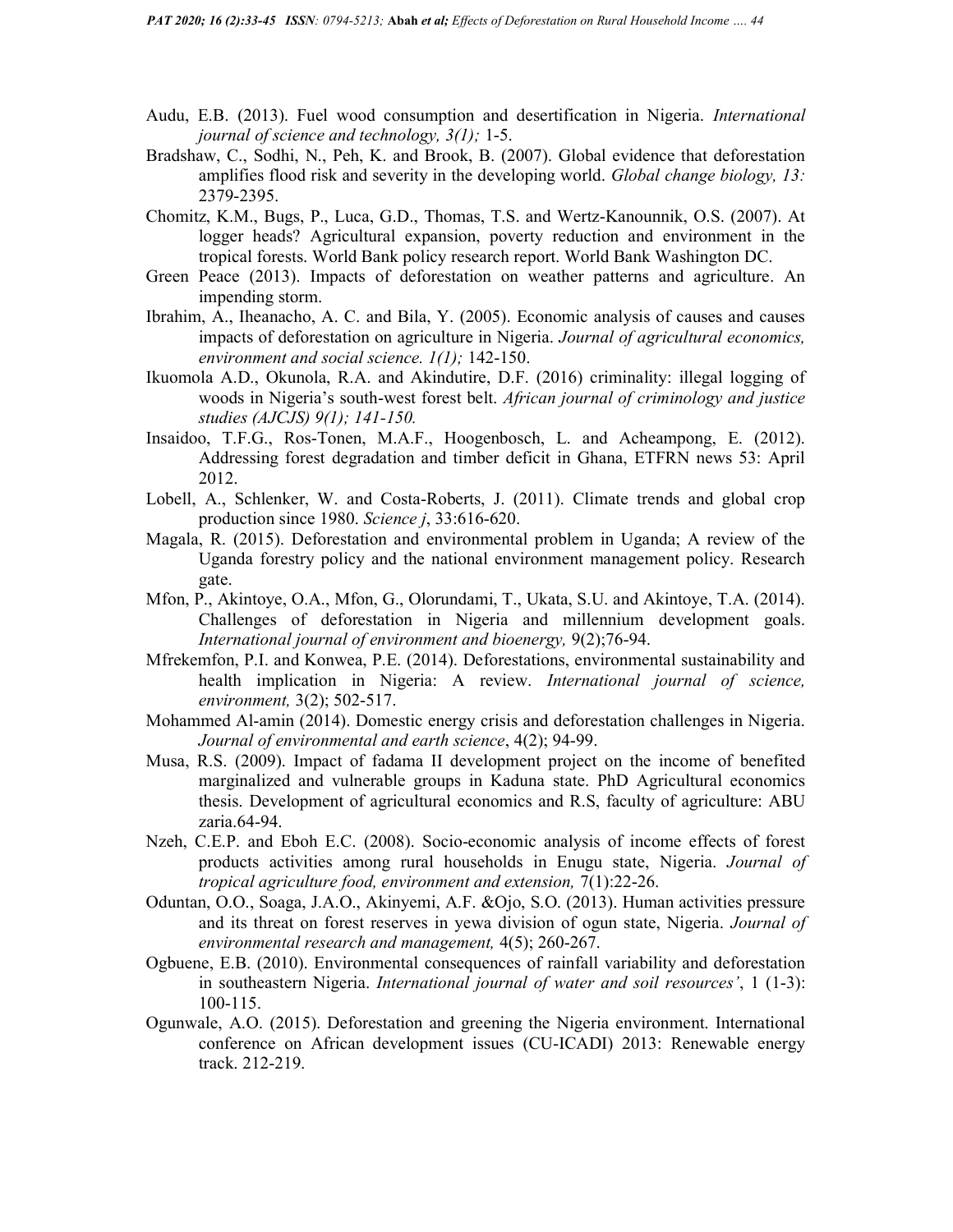Audu, E.B. (2013). Fuel wood consumption and desertification in Nigeria. *International journal of science and technology, 3(1);* 1-5.

Bradshaw, C., Sodhi, N., Peh, K. and Brook, B. (2007). Global evidence that deforestation amplifies flood risk and severity in the developing world. *Global change biology, 13:* 2379-2395.

Chomitz, K.M., Bugs, P., Luca, G.D., Thomas, T.S. and Wertz-Kanounnik, O.S. (2007). At logger heads? Agricultural expansion, poverty reduction and environment in the tropical forests. World Bank policy research report. World Bank Washington DC.

Green Peace (2013). Impacts of deforestation on weather patterns and agriculture. An impending storm.

Ibrahim, A., Iheanacho, A. C. and Bila, Y. (2005). Economic analysis of causes and causes impacts of deforestation on agriculture in Nigeria. *Journal of agricultural economics, environment and social science. 1(1);* 142-150.

Ikuomola A.D., Okunola, R.A. and Akindutire, D.F. (2016) criminality: illegal logging of woods in Nigeria's south-west forest belt. *African journal of criminology and justice studies (AJCJS) 9(1); 141-150.*

Insaidoo, T.F.G., Ros-Tonen, M.A.F., Hoogenbosch, L. and Acheampong, E. (2012). Addressing forest degradation and timber deficit in Ghana, ETFRN news 53: April 2012.

Lobell, A., Schlenker, W. and Costa-Roberts, J. (2011). Climate trends and global crop production since 1980. *Science j*, 33:616-620.

Magala, R. (2015). Deforestation and environmental problem in Uganda; A review of the Uganda forestry policy and the national environment management policy. Research gate.

Mfon, P., Akintoye, O.A., Mfon, G., Olorundami, T., Ukata, S.U. and Akintoye, T.A. (2014). Challenges of deforestation in Nigeria and millennium development goals. *International journal of environment and bioenergy,* 9(2);76-94.

Mfrekemfon, P.I. and Konwea, P.E. (2014). Deforestations, environmental sustainability and health implication in Nigeria: A review. *International journal of science, environment,* 3(2); 502-517.

Mohammed Al-amin (2014). Domestic energy crisis and deforestation challenges in Nigeria. *Journal of environmental and earth science*, 4(2); 94-99.

Musa, R.S. (2009). Impact of fadama II development project on the income of benefited marginalized and vulnerable groups in Kaduna state. PhD Agricultural economics thesis. Development of agricultural economics and R.S, faculty of agriculture: ABU zaria.64-94.

Nzeh, C.E.P. and Eboh E.C. (2008). Socio-economic analysis of income effects of forest products activities among rural households in Enugu state, Nigeria. *Journal of tropical agriculture food, environment and extension,* 7(1):22-26.

Oduntan, O.O., Soaga, J.A.O., Akinyemi, A.F. &Ojo, S.O. (2013). Human activities pressure and its threat on forest reserves in yewa division of ogun state, Nigeria. *Journal of environmental research and management,* 4(5); 260-267.

Ogbuene, E.B. (2010). Environmental consequences of rainfall variability and deforestation in southeastern Nigeria. *International journal of water and soil resources'*, 1 (1-3): 100-115.

Ogunwale, A.O. (2015). Deforestation and greening the Nigeria environment. International conference on African development issues (CU-ICADI) 2013: Renewable energy track. 212-219.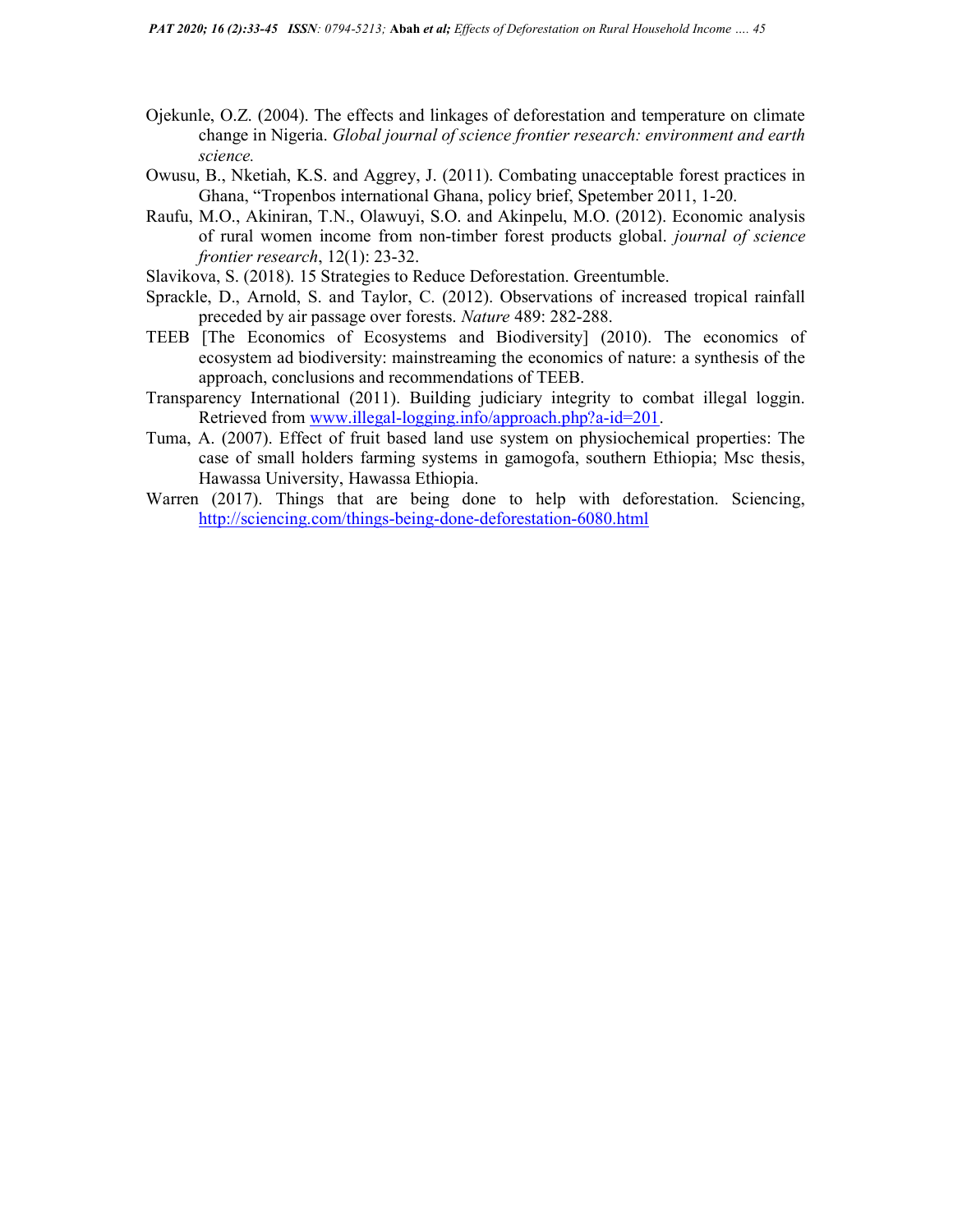Ojekunle, O.Z. (2004). The effects and linkages of deforestation and temperature on climate change in Nigeria. *Global journal of science frontier research: environment and earth science.*

Owusu, B., Nketiah, K.S. and Aggrey, J. (2011). Combating unacceptable forest practices in Ghana, "Tropenbos international Ghana, policy brief, Spetember 2011, 1-20.

Raufu, M.O., Akiniran, T.N., Olawuyi, S.O. and Akinpelu, M.O. (2012). Economic analysis of rural women income from non-timber forest products global. *journal of science frontier research*, 12(1): 23-32.

Slavikova, S. (2018). 15 Strategies to Reduce Deforestation. Greentumble.

Sprackle, D., Arnold, S. and Taylor, C. (2012). Observations of increased tropical rainfall preceded by air passage over forests. *Nature* 489: 282-288.

TEEB [The Economics of Ecosystems and Biodiversity] (2010). The economics of ecosystem ad biodiversity: mainstreaming the economics of nature: a synthesis of the approach, conclusions and recommendations of TEEB.

Transparency International (2011). Building judiciary integrity to combat illegal loggin. Retrieved from www.illegal-logging.info/approach.php?a-id=201.

Tuma, A. (2007). Effect of fruit based land use system on physiochemical properties: The case of small holders farming systems in gamogofa, southern Ethiopia; Msc thesis, Hawassa University, Hawassa Ethiopia.

Warren (2017). Things that are being done to help with deforestation. Sciencing, http://sciencing.com/things-being-done-deforestation-6080.html